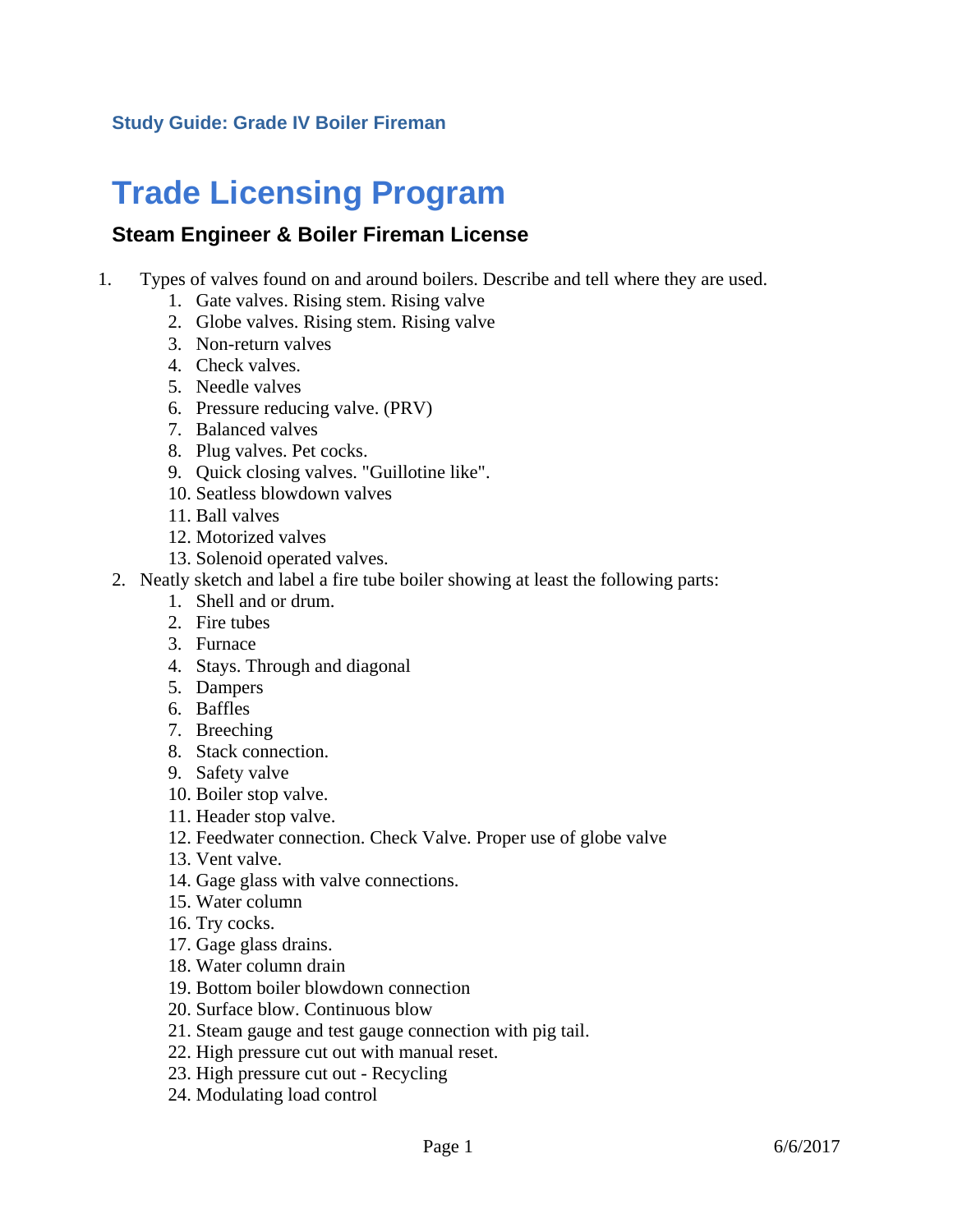**Study Guide: Grade IV Boiler Fireman**

# Trade Licensing Program

## Steam Engineer & Boiler Fireman License

1. Types of valves found on and around boilers. Describe and tell where they are used.
    1. Gate valves. Rising stem. Rising valve
    2. Globe valves. Rising stem. Rising valve
    3. Non-return valves
    4. Check valves.
    5. Needle valves
    6. Pressure reducing valve. (PRV)
    7. Balanced valves
    8. Plug valves. Pet cocks.
    9. Quick closing valves. "Guillotine like".
    10. Seatless blowdown valves
    11. Ball valves
    12. Motorized valves
    13. Solenoid operated valves.
2. Neatly sketch and label a fire tube boiler showing at least the following parts:
    1. Shell and or drum.
    2. Fire tubes
    3. Furnace
    4. Stays. Through and diagonal
    5. Dampers
    6. Baffles
    7. Breeching
    8. Stack connection.
    9. Safety valve
    10. Boiler stop valve.
    11. Header stop valve.
    12. Feedwater connection. Check Valve. Proper use of globe valve
    13. Vent valve.
    14. Gage glass with valve connections.
    15. Water column
    16. Try cocks.
    17. Gage glass drains.
    18. Water column drain
    19. Bottom boiler blowdown connection
    20. Surface blow. Continuous blow
    21. Steam gauge and test gauge connection with pig tail.
    22. High pressure cut out with manual reset.
    23. High pressure cut out - Recycling
    24. Modulating load control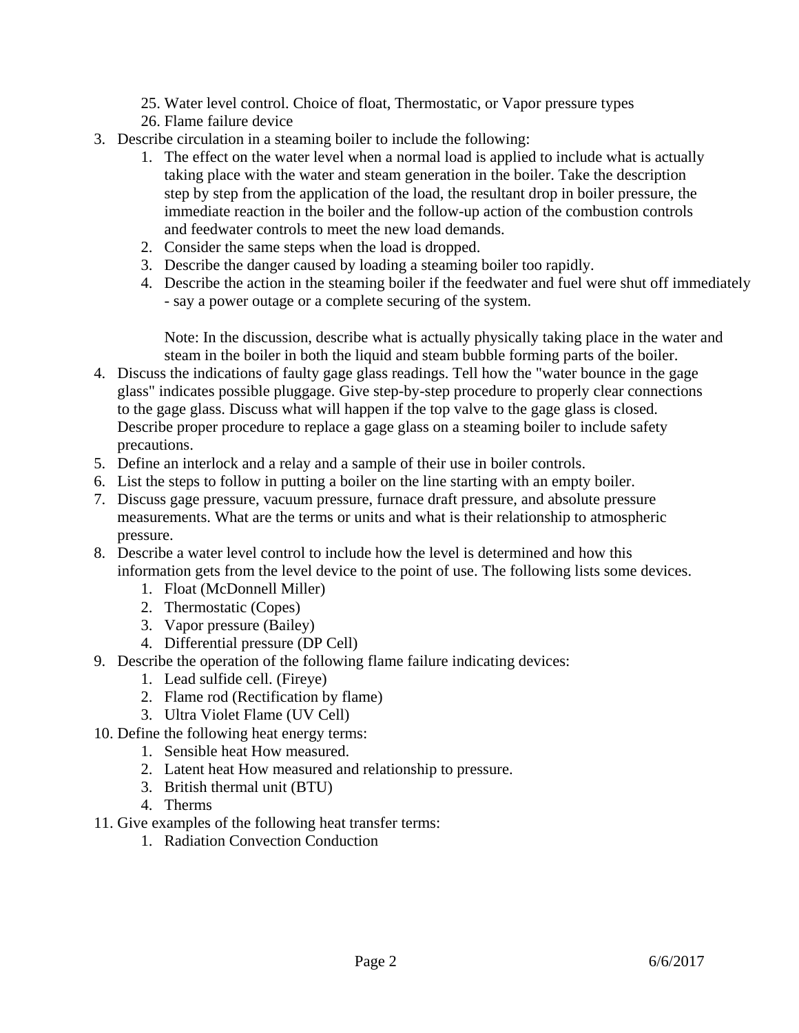25. Water level control. Choice of float, Thermostatic, or Vapor pressure types
   26. Flame failure device
3. Describe circulation in a steaming boiler to include the following:
   1. The effect on the water level when a normal load is applied to include what is actually taking place with the water and steam generation in the boiler. Take the description step by step from the application of the load, the resultant drop in boiler pressure, the immediate reaction in the boiler and the follow-up action of the combustion controls and feedwater controls to meet the new load demands.
   2. Consider the same steps when the load is dropped.
   3. Describe the danger caused by loading a steaming boiler too rapidly.
   4. Describe the action in the steaming boiler if the feedwater and fuel were shut off immediately - say a power outage or a complete securing of the system.

      Note: In the discussion, describe what is actually physically taking place in the water and steam in the boiler in both the liquid and steam bubble forming parts of the boiler.
4. Discuss the indications of faulty gage glass readings. Tell how the "water bounce in the gage glass" indicates possible pluggage. Give step-by-step procedure to properly clear connections to the gage glass. Discuss what will happen if the top valve to the gage glass is closed. Describe proper procedure to replace a gage glass on a steaming boiler to include safety precautions.
5. Define an interlock and a relay and a sample of their use in boiler controls.
6. List the steps to follow in putting a boiler on the line starting with an empty boiler.
7. Discuss gage pressure, vacuum pressure, furnace draft pressure, and absolute pressure measurements. What are the terms or units and what is their relationship to atmospheric pressure.
8. Describe a water level control to include how the level is determined and how this information gets from the level device to the point of use. The following lists some devices.
   1. Float (McDonnell Miller)
   2. Thermostatic (Copes)
   3. Vapor pressure (Bailey)
   4. Differential pressure (DP Cell)
9. Describe the operation of the following flame failure indicating devices:
   1. Lead sulfide cell. (Fireye)
   2. Flame rod (Rectification by flame)
   3. Ultra Violet Flame (UV Cell)
10. Define the following heat energy terms:
    1. Sensible heat How measured.
    2. Latent heat How measured and relationship to pressure.
    3. British thermal unit (BTU)
    4. Therms
11. Give examples of the following heat transfer terms:
    1. Radiation Convection Conduction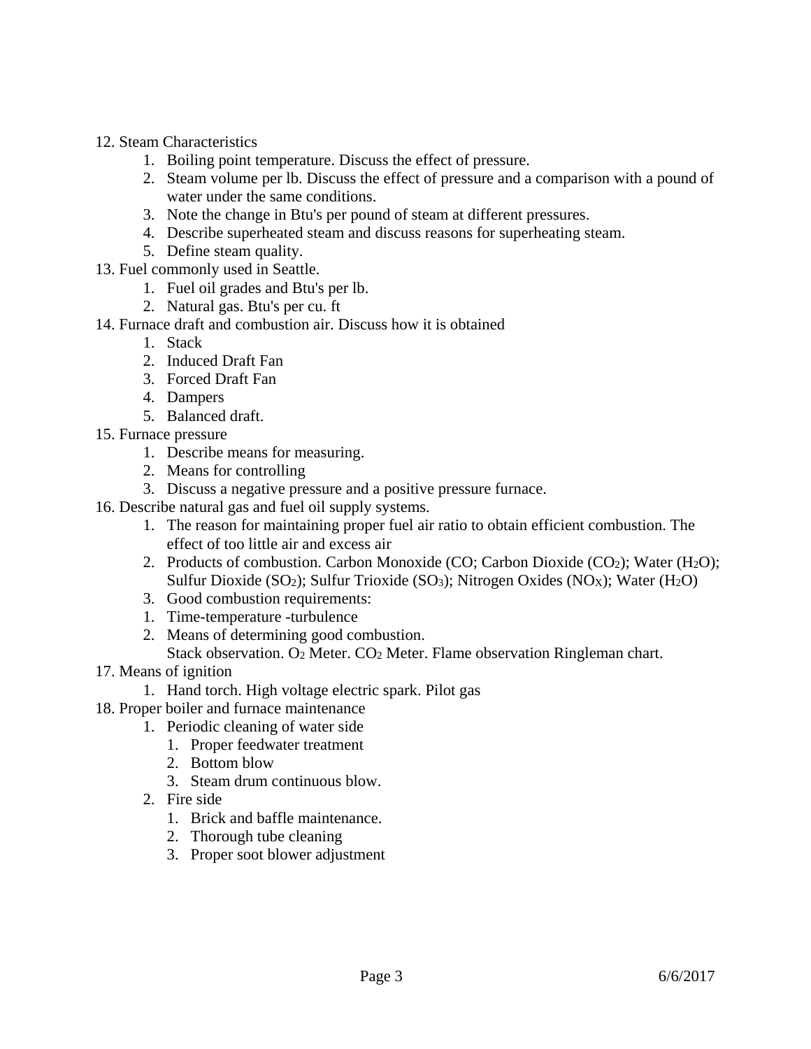12. Steam Characteristics
    1. Boiling point temperature. Discuss the effect of pressure.
    2. Steam volume per lb. Discuss the effect of pressure and a comparison with a pound of water under the same conditions.
    3. Note the change in Btu's per pound of steam at different pressures.
    4. Describe superheated steam and discuss reasons for superheating steam.
    5. Define steam quality.
13. Fuel commonly used in Seattle.
    1. Fuel oil grades and Btu's per lb.
    2. Natural gas. Btu's per cu. ft
14. Furnace draft and combustion air. Discuss how it is obtained
    1. Stack
    2. Induced Draft Fan
    3. Forced Draft Fan
    4. Dampers
    5. Balanced draft.
15. Furnace pressure
    1. Describe means for measuring.
    2. Means for controlling
    3. Discuss a negative pressure and a positive pressure furnace.
16. Describe natural gas and fuel oil supply systems.
    1. The reason for maintaining proper fuel air ratio to obtain efficient combustion. The effect of too little air and excess air
    2. Products of combustion. Carbon Monoxide (CO; Carbon Dioxide ($CO_2$); Water ($H_2O$); Sulfur Dioxide ($SO_2$); Sulfur Trioxide ($SO_3$); Nitrogen Oxides ($NO_X$); Water ($H_2O$)
    3. Good combustion requirements:
    1. Time-temperature -turbulence
    2. Means of determining good combustion.
       Stack observation. $O_2$ Meter. $CO_2$ Meter. Flame observation Ringleman chart.
17. Means of ignition
    1. Hand torch. High voltage electric spark. Pilot gas
18. Proper boiler and furnace maintenance
    1. Periodic cleaning of water side
        1. Proper feedwater treatment
        2. Bottom blow
        3. Steam drum continuous blow.
    2. Fire side
        1. Brick and baffle maintenance.
        2. Thorough tube cleaning
        3. Proper soot blower adjustment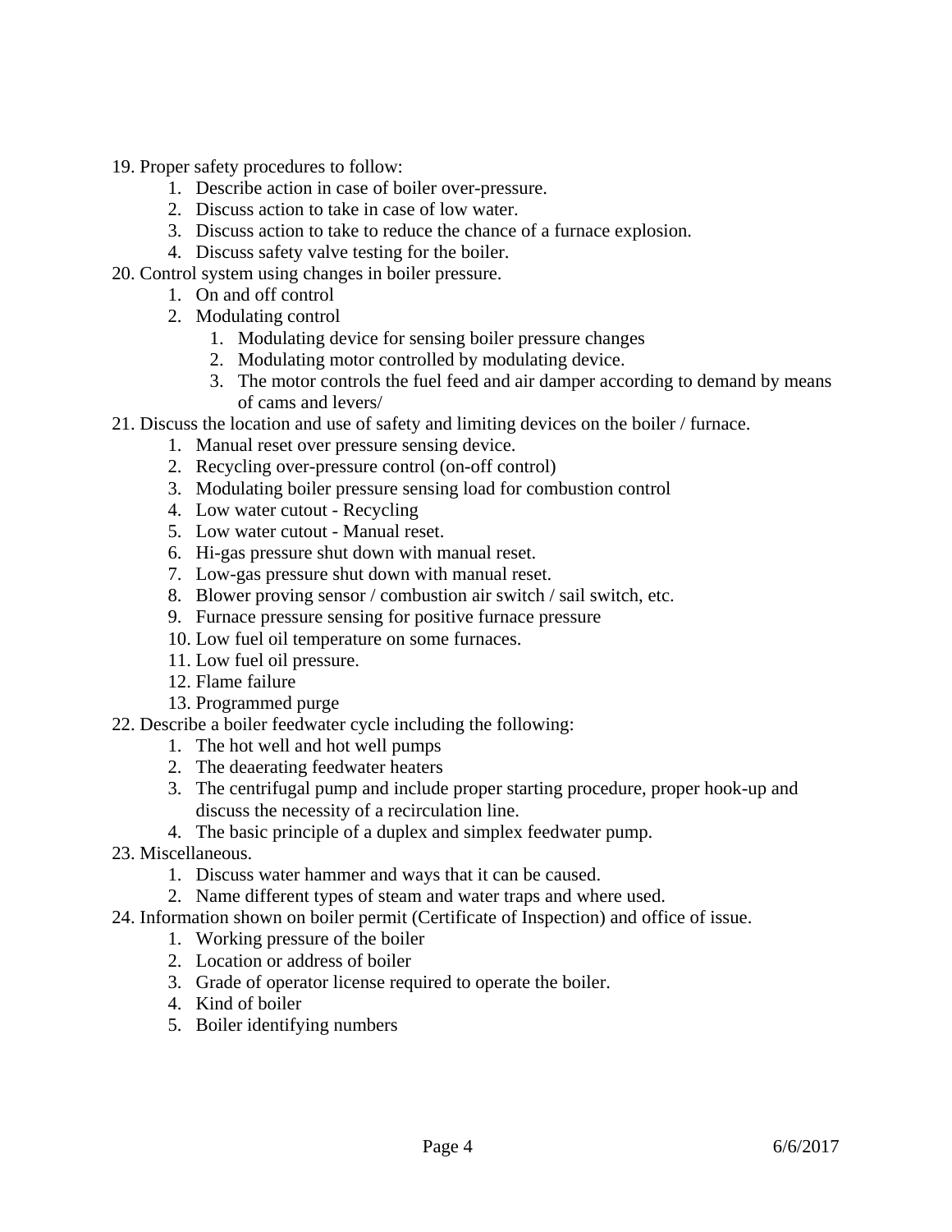19. Proper safety procedures to follow:
    1. Describe action in case of boiler over-pressure.
    2. Discuss action to take in case of low water.
    3. Discuss action to take to reduce the chance of a furnace explosion.
    4. Discuss safety valve testing for the boiler.
20. Control system using changes in boiler pressure.
    1. On and off control
    2. Modulating control
        1. Modulating device for sensing boiler pressure changes
        2. Modulating motor controlled by modulating device.
        3. The motor controls the fuel feed and air damper according to demand by means of cams and levers/
21. Discuss the location and use of safety and limiting devices on the boiler / furnace.
    1. Manual reset over pressure sensing device.
    2. Recycling over-pressure control (on-off control)
    3. Modulating boiler pressure sensing load for combustion control
    4. Low water cutout - Recycling
    5. Low water cutout - Manual reset.
    6. Hi-gas pressure shut down with manual reset.
    7. Low-gas pressure shut down with manual reset.
    8. Blower proving sensor / combustion air switch / sail switch, etc.
    9. Furnace pressure sensing for positive furnace pressure
    10. Low fuel oil temperature on some furnaces.
    11. Low fuel oil pressure.
    12. Flame failure
    13. Programmed purge
22. Describe a boiler feedwater cycle including the following:
    1. The hot well and hot well pumps
    2. The deaerating feedwater heaters
    3. The centrifugal pump and include proper starting procedure, proper hook-up and discuss the necessity of a recirculation line.
    4. The basic principle of a duplex and simplex feedwater pump.
23. Miscellaneous.
    1. Discuss water hammer and ways that it can be caused.
    2. Name different types of steam and water traps and where used.
24. Information shown on boiler permit (Certificate of Inspection) and office of issue.
    1. Working pressure of the boiler
    2. Location or address of boiler
    3. Grade of operator license required to operate the boiler.
    4. Kind of boiler
    5. Boiler identifying numbers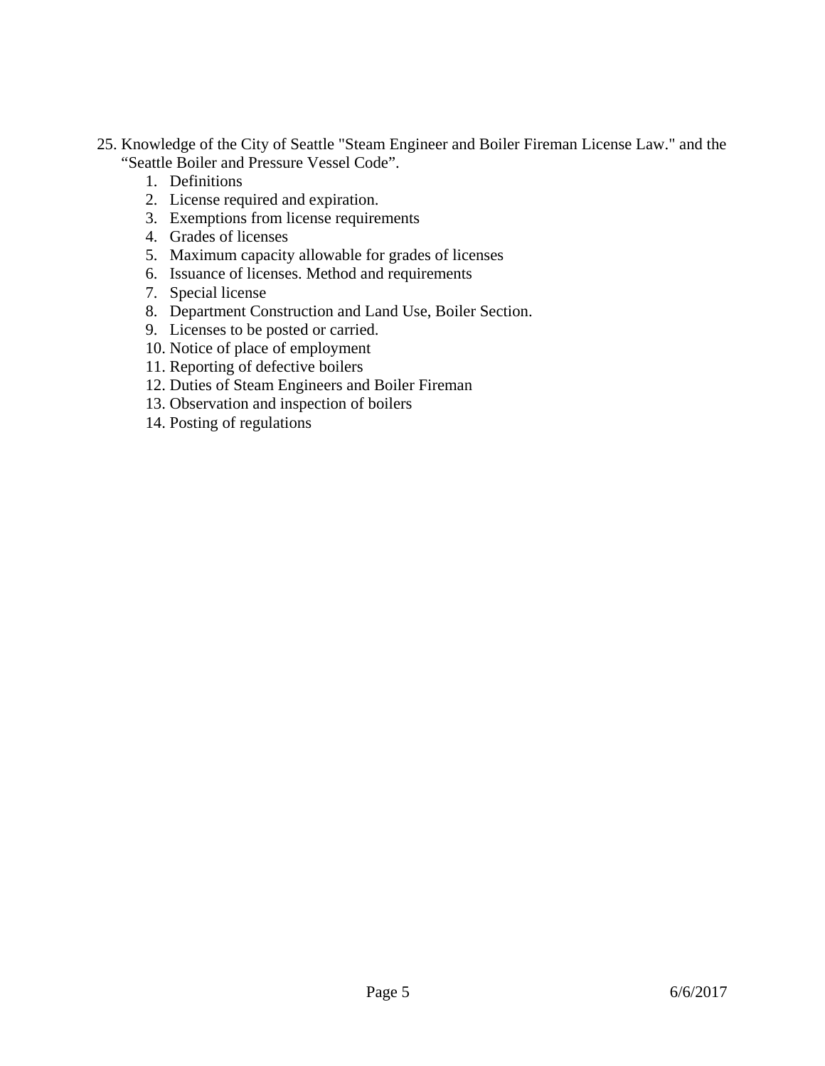25. Knowledge of the City of Seattle "Steam Engineer and Boiler Fireman License Law." and the "Seattle Boiler and Pressure Vessel Code".
    1. Definitions
    2. License required and expiration.
    3. Exemptions from license requirements
    4. Grades of licenses
    5. Maximum capacity allowable for grades of licenses
    6. Issuance of licenses. Method and requirements
    7. Special license
    8. Department Construction and Land Use, Boiler Section.
    9. Licenses to be posted or carried.
    10. Notice of place of employment
    11. Reporting of defective boilers
    12. Duties of Steam Engineers and Boiler Fireman
    13. Observation and inspection of boilers
    14. Posting of regulations